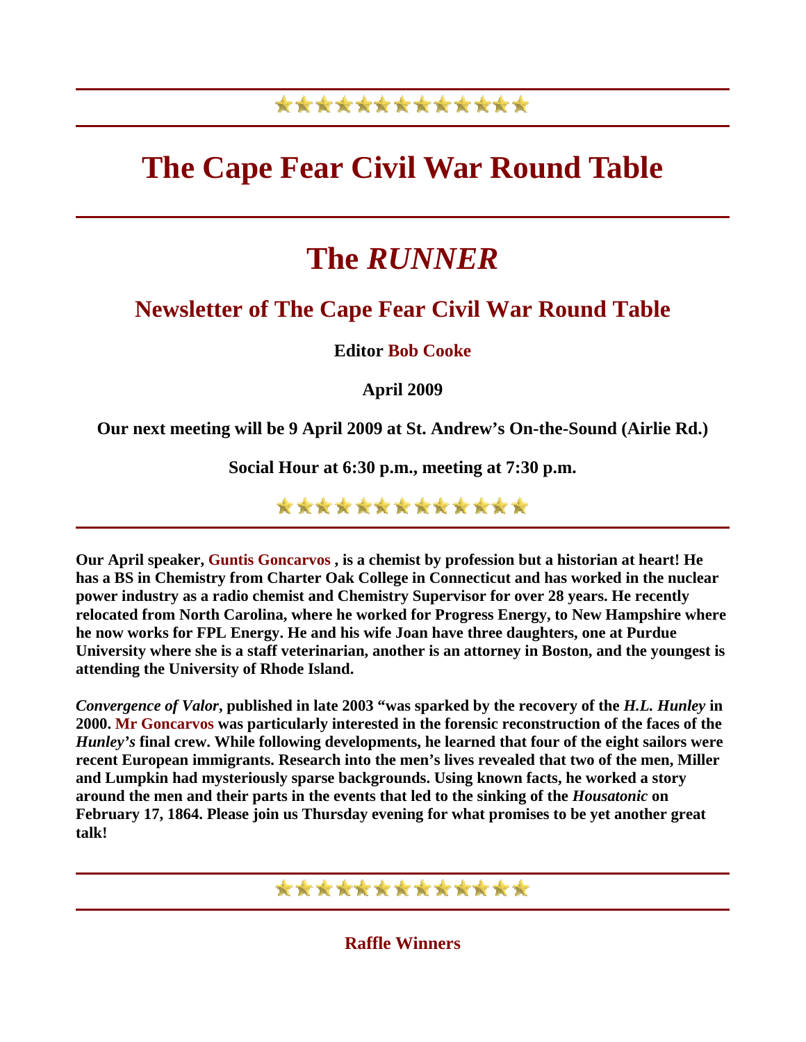# The Cape Fear Civil War Round Table

# The *RUNNER*

## Newsletter of The Cape Fear Civil War Round Table

**Editor Bob Cooke**

**April 2009**

**Our next meeting will be 9 April 2009 at St. Andrew's On-the-Sound (Airlie Rd.)**

**Social Hour at 6:30 p.m., meeting at 7:30 p.m.**

---

**Our April speaker, Guntis Goncarvos , is a chemist by profession but a historian at heart! He has a BS in Chemistry from Charter Oak College in Connecticut and has worked in the nuclear power industry as a radio chemist and Chemistry Supervisor for over 28 years. He recently relocated from North Carolina, where he worked for Progress Energy, to New Hampshire where he now works for FPL Energy. He and his wife Joan have three daughters, one at Purdue University where she is a staff veterinarian, another is an attorney in Boston, and the youngest is attending the University of Rhode Island.**

***Convergence of Valor*, published in late 2003 "was sparked by the recovery of the *H.L. Hunley* in 2000. Mr Goncarvos was particularly interested in the forensic reconstruction of the faces of the *Hunley's* final crew. While following developments, he learned that four of the eight sailors were recent European immigrants. Research into the men's lives revealed that two of the men, Miller and Lumpkin had mysteriously sparse backgrounds. Using known facts, he worked a story around the men and their parts in the events that led to the sinking of the *Housatonic* on February 17, 1864. Please join us Thursday evening for what promises to be yet another great talk!**

---

### Raffle Winners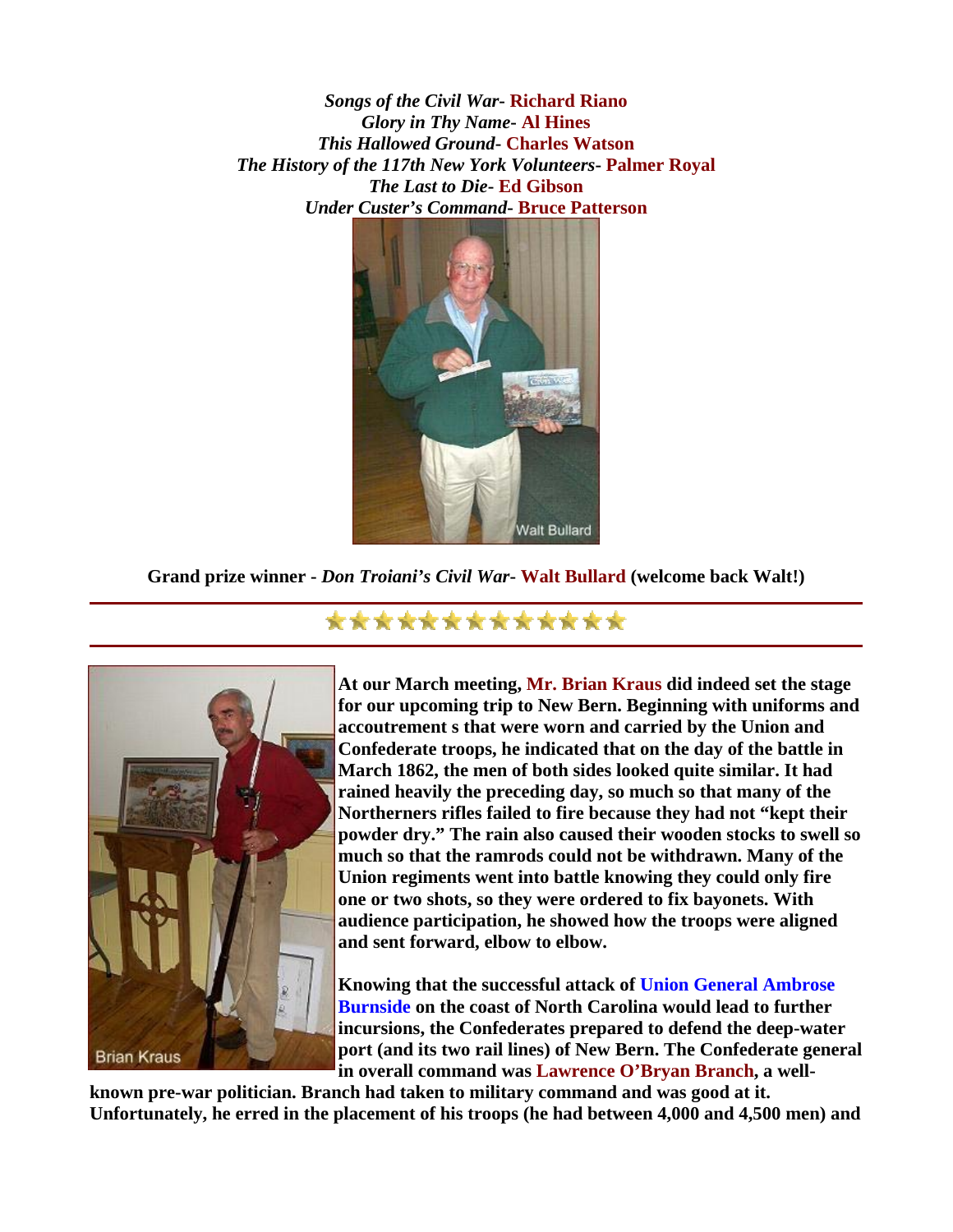*Songs of the Civil War*- **Richard Riano**
*Glory in Thy Name*- **Al Hines**
*This Hallowed Ground*- **Charles Watson**
*The History of the 117th New York Volunteers*- **Palmer Royal**
*The Last to Die*- **Ed Gibson**
*Under Custer's Command*- **Bruce Patterson**

Walt Bullard

**Grand prize winner - *Don Troiani's Civil War*- Walt Bullard (welcome back Walt!)**

---

Brian Kraus

**At our March meeting, Mr. Brian Kraus did indeed set the stage for our upcoming trip to New Bern. Beginning with uniforms and accoutrement s that were worn and carried by the Union and Confederate troops, he indicated that on the day of the battle in March 1862, the men of both sides looked quite similar. It had rained heavily the preceding day, so much so that many of the Northerners rifles failed to fire because they had not "kept their powder dry." The rain also caused their wooden stocks to swell so much so that the ramrods could not be withdrawn. Many of the Union regiments went into battle knowing they could only fire one or two shots, so they were ordered to fix bayonets. With audience participation, he showed how the troops were aligned and sent forward, elbow to elbow.**

**Knowing that the successful attack of Union General Ambrose Burnside on the coast of North Carolina would lead to further incursions, the Confederates prepared to defend the deep-water port (and its two rail lines) of New Bern. The Confederate general in overall command was Lawrence O'Bryan Branch, a well-known pre-war politician. Branch had taken to military command and was good at it. Unfortunately, he erred in the placement of his troops (he had between 4,000 and 4,500 men) and**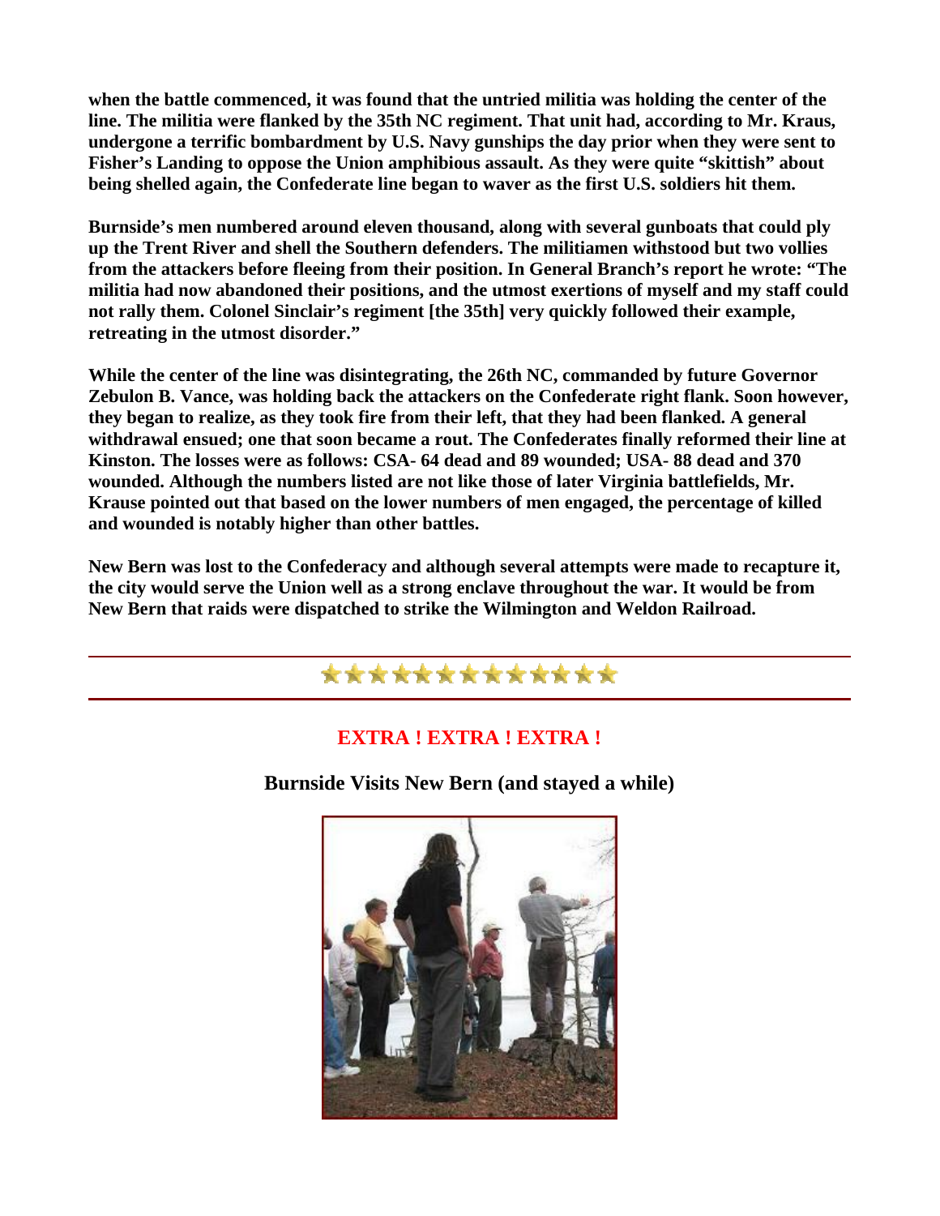**when the battle commenced, it was found that the untried militia was holding the center of the line. The militia were flanked by the 35th NC regiment. That unit had, according to Mr. Kraus, undergone a terrific bombardment by U.S. Navy gunships the day prior when they were sent to Fisher's Landing to oppose the Union amphibious assault. As they were quite "skittish" about being shelled again, the Confederate line began to waver as the first U.S. soldiers hit them.**

**Burnside's men numbered around eleven thousand, along with several gunboats that could ply up the Trent River and shell the Southern defenders. The militiamen withstood but two vollies from the attackers before fleeing from their position. In General Branch's report he wrote: "The militia had now abandoned their positions, and the utmost exertions of myself and my staff could not rally them. Colonel Sinclair's regiment [the 35th] very quickly followed their example, retreating in the utmost disorder."**

**While the center of the line was disintegrating, the 26th NC, commanded by future Governor Zebulon B. Vance, was holding back the attackers on the Confederate right flank. Soon however, they began to realize, as they took fire from their left, that they had been flanked. A general withdrawal ensued; one that soon became a rout. The Confederates finally reformed their line at Kinston. The losses were as follows: CSA- 64 dead and 89 wounded; USA- 88 dead and 370 wounded. Although the numbers listed are not like those of later Virginia battlefields, Mr. Krause pointed out that based on the lower numbers of men engaged, the percentage of killed and wounded is notably higher than other battles.**

**New Bern was lost to the Confederacy and although several attempts were made to recapture it, the city would serve the Union well as a strong enclave throughout the war. It would be from New Bern that raids were dispatched to strike the Wilmington and Weldon Railroad.**

---

**EXTRA ! EXTRA ! EXTRA !**

**Burnside Visits New Bern (and stayed a while)**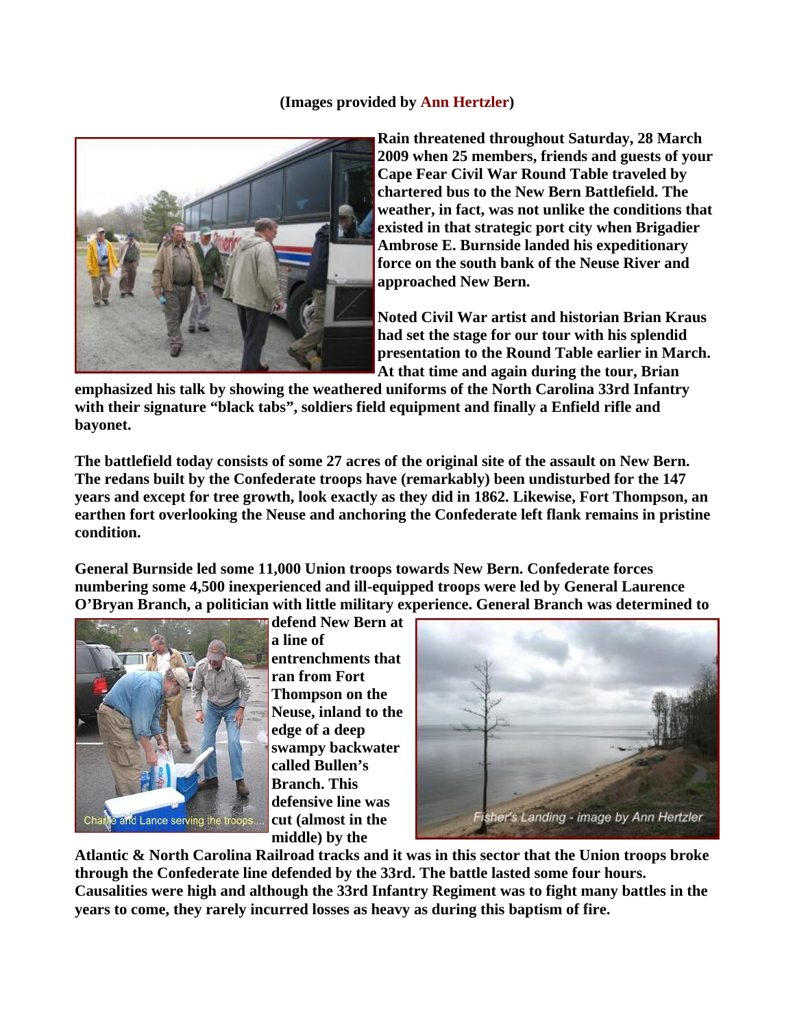**(Images provided by Ann Hertzler)**

**Rain threatened throughout Saturday, 28 March 2009 when 25 members, friends and guests of your Cape Fear Civil War Round Table traveled by chartered bus to the New Bern Battlefield. The weather, in fact, was not unlike the conditions that existed in that strategic port city when Brigadier Ambrose E. Burnside landed his expeditionary force on the south bank of the Neuse River and approached New Bern.**

**Noted Civil War artist and historian Brian Kraus had set the stage for our tour with his splendid presentation to the Round Table earlier in March. At that time and again during the tour, Brian emphasized his talk by showing the weathered uniforms of the North Carolina 33rd Infantry with their signature "black tabs", soldiers field equipment and finally a Enfield rifle and bayonet.**

**The battlefield today consists of some 27 acres of the original site of the assault on New Bern. The redans built by the Confederate troops have (remarkably) been undisturbed for the 147 years and except for tree growth, look exactly as they did in 1862. Likewise, Fort Thompson, an earthen fort overlooking the Neuse and anchoring the Confederate left flank remains in pristine condition.**

**General Burnside led some 11,000 Union troops towards New Bern. Confederate forces numbering some 4,500 inexperienced and ill-equipped troops were led by General Laurence O'Bryan Branch, a politician with little military experience. General Branch was determined to defend New Bern at a line of entrenchments that ran from Fort Thompson on the Neuse, inland to the edge of a deep swampy backwater called Bullen's Branch. This defensive line was cut (almost in the middle) by the Atlantic & North Carolina Railroad tracks and it was in this sector that the Union troops broke through the Confederate line defended by the 33rd. The battle lasted some four hours. Causalities were high and although the 33rd Infantry Regiment was to fight many battles in the years to come, they rarely incurred losses as heavy as during this baptism of fire.**

Charlie and Lance serving the troops....

Fisher's Landing - image by Ann Hertzler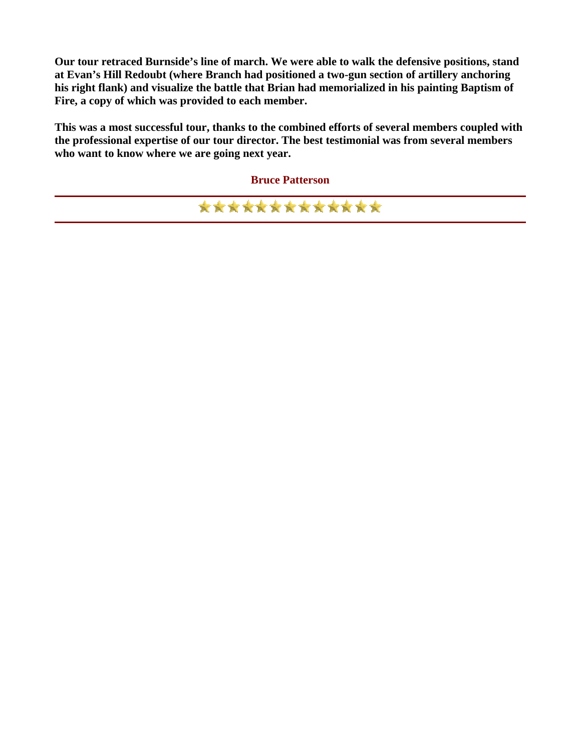**Our tour retraced Burnside's line of march. We were able to walk the defensive positions, stand at Evan's Hill Redoubt (where Branch had positioned a two-gun section of artillery anchoring his right flank) and visualize the battle that Brian had memorialized in his painting Baptism of Fire, a copy of which was provided to each member.**

**This was a most successful tour, thanks to the combined efforts of several members coupled with the professional expertise of our tour director. The best testimonial was from several members who want to know where we are going next year.**

**Bruce Patterson**

---

★★★★★★★★★★★★★

---